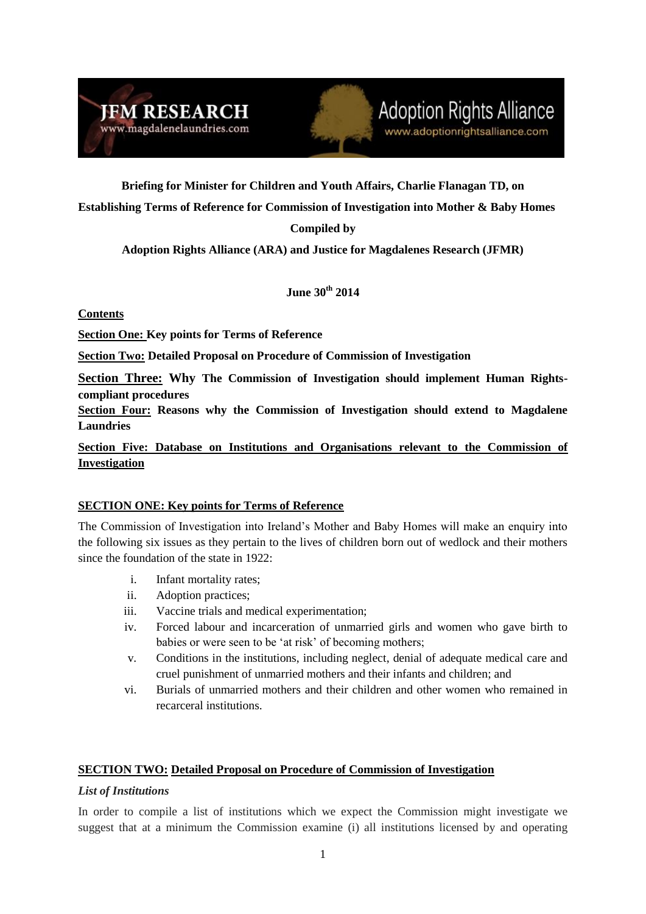JFM RESEARCH
www.magdalenelaundries.com

Adoption Rights Alliance
www.adoptionrightsalliance.com

**Briefing for Minister for Children and Youth Affairs, Charlie Flanagan TD, on Establishing Terms of Reference for Commission of Investigation into Mother & Baby Homes**

**Compiled by**

**Adoption Rights Alliance (ARA) and Justice for Magdalenes Research (JFMR)**

**June 30th 2014**

**Contents**

**Section One: Key points for Terms of Reference**

**Section Two: Detailed Proposal on Procedure of Commission of Investigation**

**Section Three: Why The Commission of Investigation should implement Human Rights-compliant procedures**

**Section Four: Reasons why the Commission of Investigation should extend to Magdalene Laundries**

**Section Five: Database on Institutions and Organisations relevant to the Commission of Investigation**

## SECTION ONE: Key points for Terms of Reference

The Commission of Investigation into Ireland's Mother and Baby Homes will make an enquiry into the following six issues as they pertain to the lives of children born out of wedlock and their mothers since the foundation of the state in 1922:

i. Infant mortality rates;
ii. Adoption practices;
iii. Vaccine trials and medical experimentation;
iv. Forced labour and incarceration of unmarried girls and women who gave birth to babies or were seen to be 'at risk' of becoming mothers;
v. Conditions in the institutions, including neglect, denial of adequate medical care and cruel punishment of unmarried mothers and their infants and children; and
vi. Burials of unmarried mothers and their children and other women who remained in recarceral institutions.

## SECTION TWO: Detailed Proposal on Procedure of Commission of Investigation

### *List of Institutions*

In order to compile a list of institutions which we expect the Commission might investigate we suggest that at a minimum the Commission examine (i) all institutions licensed by and operating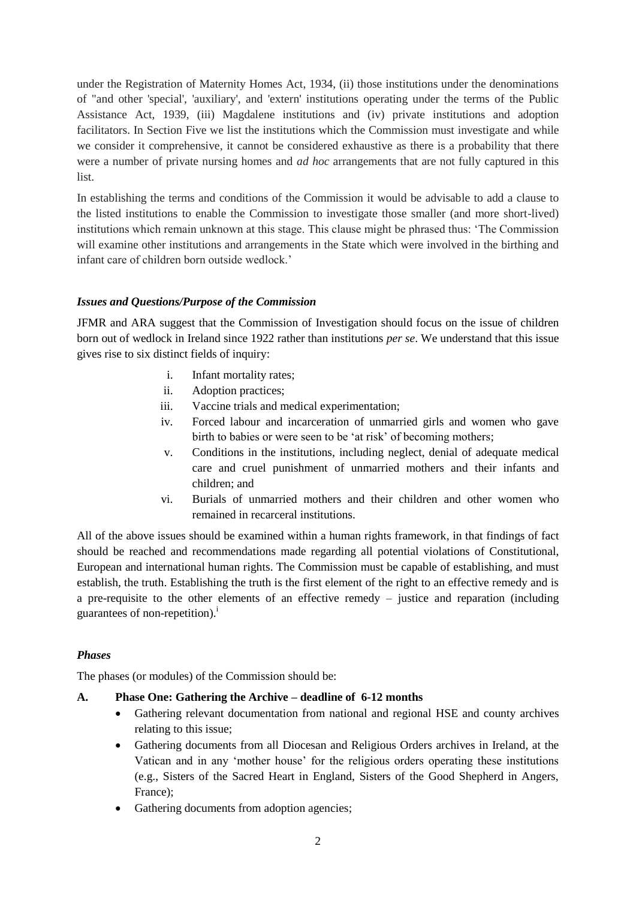under the Registration of Maternity Homes Act, 1934, (ii) those institutions under the denominations of "and other 'special', 'auxiliary', and 'extern' institutions operating under the terms of the Public Assistance Act, 1939, (iii) Magdalene institutions and (iv) private institutions and adoption facilitators. In Section Five we list the institutions which the Commission must investigate and while we consider it comprehensive, it cannot be considered exhaustive as there is a probability that there were a number of private nursing homes and *ad hoc* arrangements that are not fully captured in this list.

In establishing the terms and conditions of the Commission it would be advisable to add a clause to the listed institutions to enable the Commission to investigate those smaller (and more short-lived) institutions which remain unknown at this stage. This clause might be phrased thus: 'The Commission will examine other institutions and arrangements in the State which were involved in the birthing and infant care of children born outside wedlock.'

### *Issues and Questions/Purpose of the Commission*

JFMR and ARA suggest that the Commission of Investigation should focus on the issue of children born out of wedlock in Ireland since 1922 rather than institutions *per se*. We understand that this issue gives rise to six distinct fields of inquiry:

i. Infant mortality rates;
ii. Adoption practices;
iii. Vaccine trials and medical experimentation;
iv. Forced labour and incarceration of unmarried girls and women who gave birth to babies or were seen to be 'at risk' of becoming mothers;
v. Conditions in the institutions, including neglect, denial of adequate medical care and cruel punishment of unmarried mothers and their infants and children; and
vi. Burials of unmarried mothers and their children and other women who remained in recarceral institutions.

All of the above issues should be examined within a human rights framework, in that findings of fact should be reached and recommendations made regarding all potential violations of Constitutional, European and international human rights. The Commission must be capable of establishing, and must establish, the truth. Establishing the truth is the first element of the right to an effective remedy and is a pre-requisite to the other elements of an effective remedy – justice and reparation (including guarantees of non-repetition).[i]

### *Phases*

The phases (or modules) of the Commission should be:

**A. Phase One: Gathering the Archive – deadline of 6-12 months**

- Gathering relevant documentation from national and regional HSE and county archives relating to this issue;
- Gathering documents from all Diocesan and Religious Orders archives in Ireland, at the Vatican and in any 'mother house' for the religious orders operating these institutions (e.g., Sisters of the Sacred Heart in England, Sisters of the Good Shepherd in Angers, France);
- Gathering documents from adoption agencies;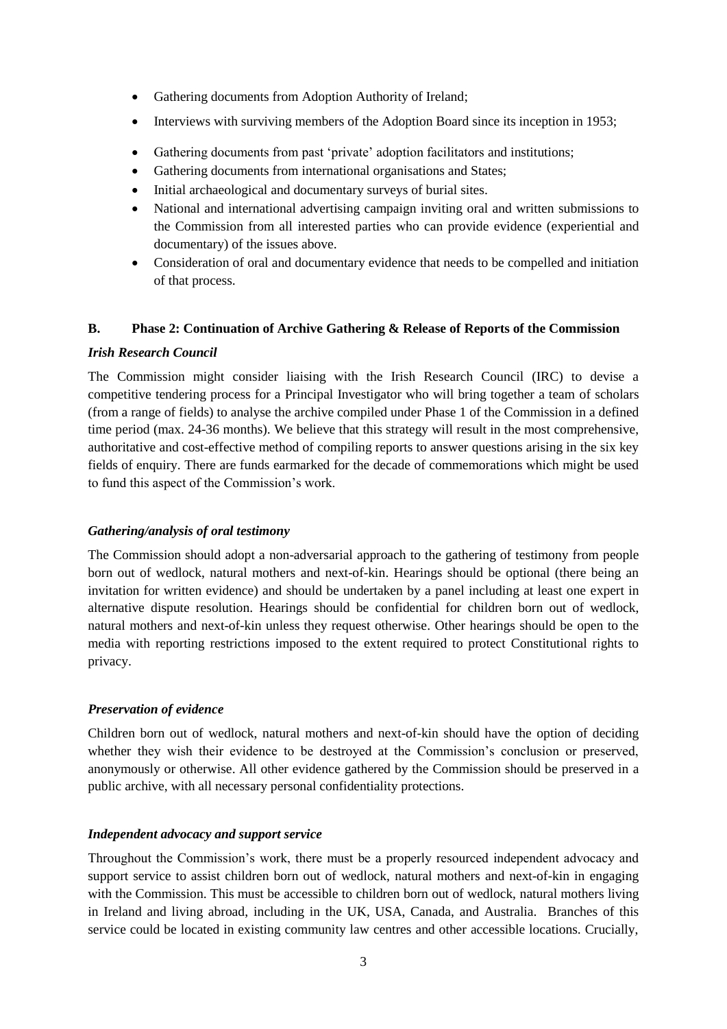- Gathering documents from Adoption Authority of Ireland;
- Interviews with surviving members of the Adoption Board since its inception in 1953;
- Gathering documents from past 'private' adoption facilitators and institutions;
- Gathering documents from international organisations and States;
- Initial archaeological and documentary surveys of burial sites.
- National and international advertising campaign inviting oral and written submissions to the Commission from all interested parties who can provide evidence (experiential and documentary) of the issues above.
- Consideration of oral and documentary evidence that needs to be compelled and initiation of that process.

**B. Phase 2: Continuation of Archive Gathering & Release of Reports of the Commission**

***Irish Research Council***

The Commission might consider liaising with the Irish Research Council (IRC) to devise a competitive tendering process for a Principal Investigator who will bring together a team of scholars (from a range of fields) to analyse the archive compiled under Phase 1 of the Commission in a defined time period (max. 24-36 months). We believe that this strategy will result in the most comprehensive, authoritative and cost-effective method of compiling reports to answer questions arising in the six key fields of enquiry. There are funds earmarked for the decade of commemorations which might be used to fund this aspect of the Commission's work.

***Gathering/analysis of oral testimony***

The Commission should adopt a non-adversarial approach to the gathering of testimony from people born out of wedlock, natural mothers and next-of-kin. Hearings should be optional (there being an invitation for written evidence) and should be undertaken by a panel including at least one expert in alternative dispute resolution. Hearings should be confidential for children born out of wedlock, natural mothers and next-of-kin unless they request otherwise. Other hearings should be open to the media with reporting restrictions imposed to the extent required to protect Constitutional rights to privacy.

***Preservation of evidence***

Children born out of wedlock, natural mothers and next-of-kin should have the option of deciding whether they wish their evidence to be destroyed at the Commission's conclusion or preserved, anonymously or otherwise. All other evidence gathered by the Commission should be preserved in a public archive, with all necessary personal confidentiality protections.

***Independent advocacy and support service***

Throughout the Commission's work, there must be a properly resourced independent advocacy and support service to assist children born out of wedlock, natural mothers and next-of-kin in engaging with the Commission. This must be accessible to children born out of wedlock, natural mothers living in Ireland and living abroad, including in the UK, USA, Canada, and Australia. Branches of this service could be located in existing community law centres and other accessible locations. Crucially,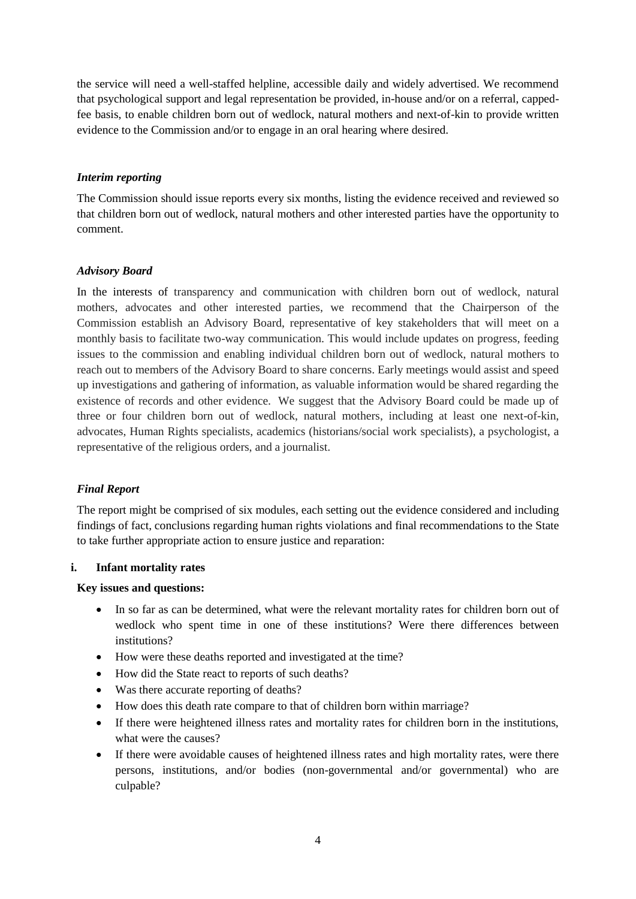the service will need a well-staffed helpline, accessible daily and widely advertised. We recommend that psychological support and legal representation be provided, in-house and/or on a referral, capped-fee basis, to enable children born out of wedlock, natural mothers and next-of-kin to provide written evidence to the Commission and/or to engage in an oral hearing where desired.

### *Interim reporting*

The Commission should issue reports every six months, listing the evidence received and reviewed so that children born out of wedlock, natural mothers and other interested parties have the opportunity to comment.

### *Advisory Board*

In the interests of transparency and communication with children born out of wedlock, natural mothers, advocates and other interested parties, we recommend that the Chairperson of the Commission establish an Advisory Board, representative of key stakeholders that will meet on a monthly basis to facilitate two-way communication. This would include updates on progress, feeding issues to the commission and enabling individual children born out of wedlock, natural mothers to reach out to members of the Advisory Board to share concerns. Early meetings would assist and speed up investigations and gathering of information, as valuable information would be shared regarding the existence of records and other evidence. We suggest that the Advisory Board could be made up of three or four children born out of wedlock, natural mothers, including at least one next-of-kin, advocates, Human Rights specialists, academics (historians/social work specialists), a psychologist, a representative of the religious orders, and a journalist.

### *Final Report*

The report might be comprised of six modules, each setting out the evidence considered and including findings of fact, conclusions regarding human rights violations and final recommendations to the State to take further appropriate action to ensure justice and reparation:

**i. Infant mortality rates**

**Key issues and questions:**

- In so far as can be determined, what were the relevant mortality rates for children born out of wedlock who spent time in one of these institutions? Were there differences between institutions?
- How were these deaths reported and investigated at the time?
- How did the State react to reports of such deaths?
- Was there accurate reporting of deaths?
- How does this death rate compare to that of children born within marriage?
- If there were heightened illness rates and mortality rates for children born in the institutions, what were the causes?
- If there were avoidable causes of heightened illness rates and high mortality rates, were there persons, institutions, and/or bodies (non-governmental and/or governmental) who are culpable?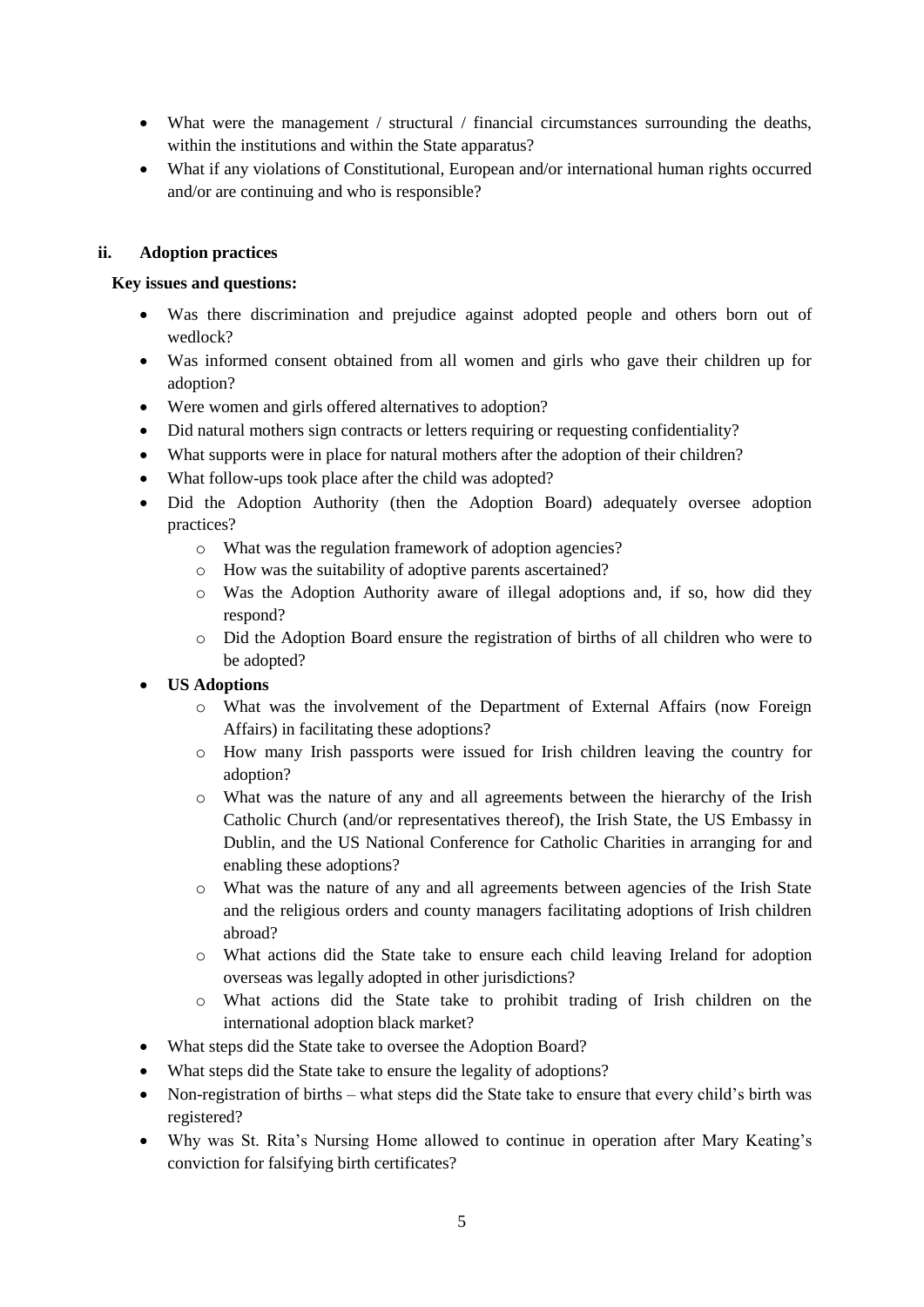- What were the management / structural / financial circumstances surrounding the deaths, within the institutions and within the State apparatus?
- What if any violations of Constitutional, European and/or international human rights occurred and/or are continuing and who is responsible?

### ii. Adoption practices

**Key issues and questions:**

- Was there discrimination and prejudice against adopted people and others born out of wedlock?
- Was informed consent obtained from all women and girls who gave their children up for adoption?
- Were women and girls offered alternatives to adoption?
- Did natural mothers sign contracts or letters requiring or requesting confidentiality?
- What supports were in place for natural mothers after the adoption of their children?
- What follow-ups took place after the child was adopted?
- Did the Adoption Authority (then the Adoption Board) adequately oversee adoption practices?
    - What was the regulation framework of adoption agencies?
    - How was the suitability of adoptive parents ascertained?
    - Was the Adoption Authority aware of illegal adoptions and, if so, how did they respond?
    - Did the Adoption Board ensure the registration of births of all children who were to be adopted?
- **US Adoptions**
    - What was the involvement of the Department of External Affairs (now Foreign Affairs) in facilitating these adoptions?
    - How many Irish passports were issued for Irish children leaving the country for adoption?
    - What was the nature of any and all agreements between the hierarchy of the Irish Catholic Church (and/or representatives thereof), the Irish State, the US Embassy in Dublin, and the US National Conference for Catholic Charities in arranging for and enabling these adoptions?
    - What was the nature of any and all agreements between agencies of the Irish State and the religious orders and county managers facilitating adoptions of Irish children abroad?
    - What actions did the State take to ensure each child leaving Ireland for adoption overseas was legally adopted in other jurisdictions?
    - What actions did the State take to prohibit trading of Irish children on the international adoption black market?
- What steps did the State take to oversee the Adoption Board?
- What steps did the State take to ensure the legality of adoptions?
- Non-registration of births – what steps did the State take to ensure that every child's birth was registered?
- Why was St. Rita's Nursing Home allowed to continue in operation after Mary Keating's conviction for falsifying birth certificates?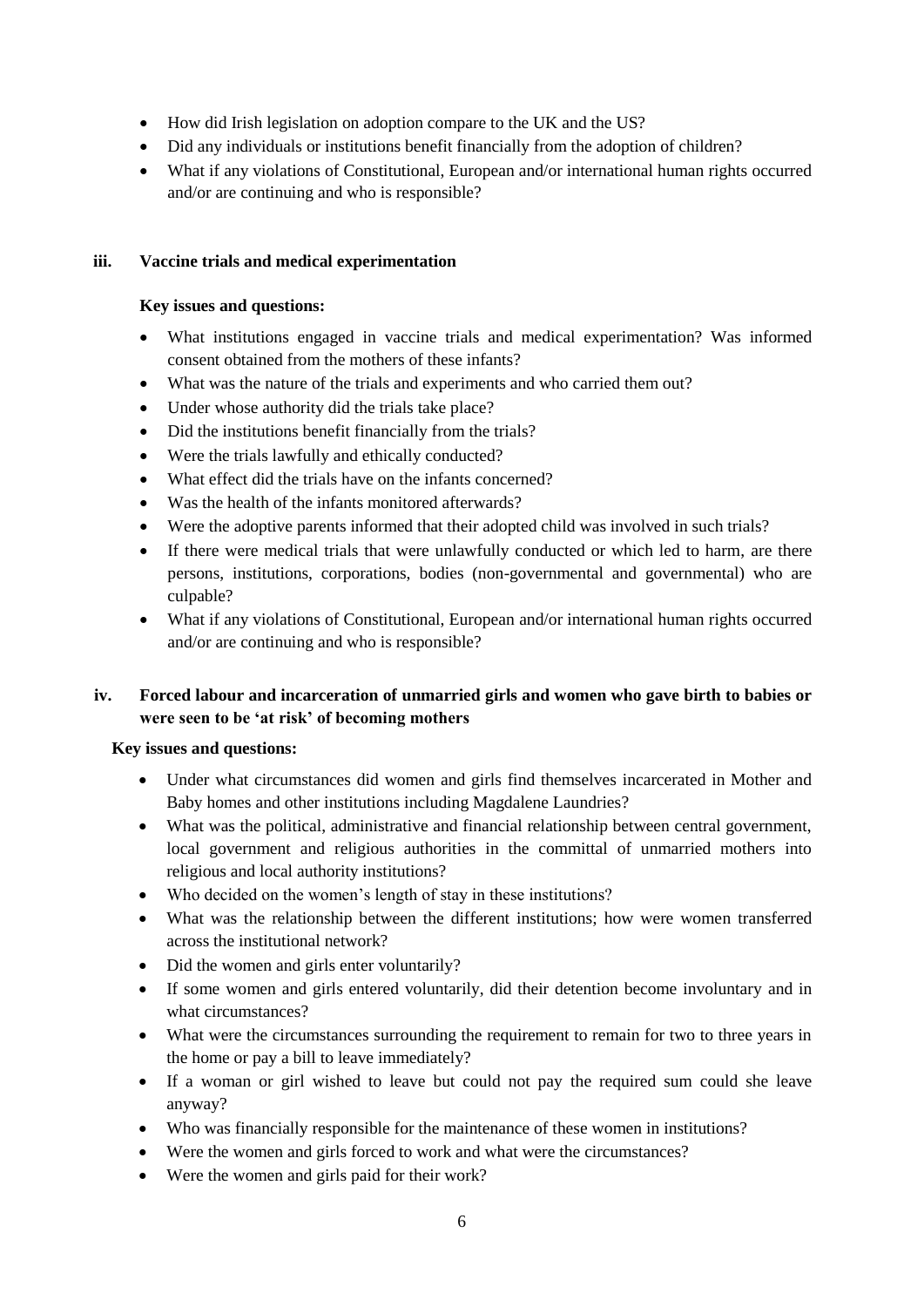- How did Irish legislation on adoption compare to the UK and the US?
- Did any individuals or institutions benefit financially from the adoption of children?
- What if any violations of Constitutional, European and/or international human rights occurred and/or are continuing and who is responsible?

### iii. Vaccine trials and medical experimentation

**Key issues and questions:**

- What institutions engaged in vaccine trials and medical experimentation? Was informed consent obtained from the mothers of these infants?
- What was the nature of the trials and experiments and who carried them out?
- Under whose authority did the trials take place?
- Did the institutions benefit financially from the trials?
- Were the trials lawfully and ethically conducted?
- What effect did the trials have on the infants concerned?
- Was the health of the infants monitored afterwards?
- Were the adoptive parents informed that their adopted child was involved in such trials?
- If there were medical trials that were unlawfully conducted or which led to harm, are there persons, institutions, corporations, bodies (non-governmental and governmental) who are culpable?
- What if any violations of Constitutional, European and/or international human rights occurred and/or are continuing and who is responsible?

### iv. Forced labour and incarceration of unmarried girls and women who gave birth to babies or were seen to be 'at risk' of becoming mothers

**Key issues and questions:**

- Under what circumstances did women and girls find themselves incarcerated in Mother and Baby homes and other institutions including Magdalene Laundries?
- What was the political, administrative and financial relationship between central government, local government and religious authorities in the committal of unmarried mothers into religious and local authority institutions?
- Who decided on the women's length of stay in these institutions?
- What was the relationship between the different institutions; how were women transferred across the institutional network?
- Did the women and girls enter voluntarily?
- If some women and girls entered voluntarily, did their detention become involuntary and in what circumstances?
- What were the circumstances surrounding the requirement to remain for two to three years in the home or pay a bill to leave immediately?
- If a woman or girl wished to leave but could not pay the required sum could she leave anyway?
- Who was financially responsible for the maintenance of these women in institutions?
- Were the women and girls forced to work and what were the circumstances?
- Were the women and girls paid for their work?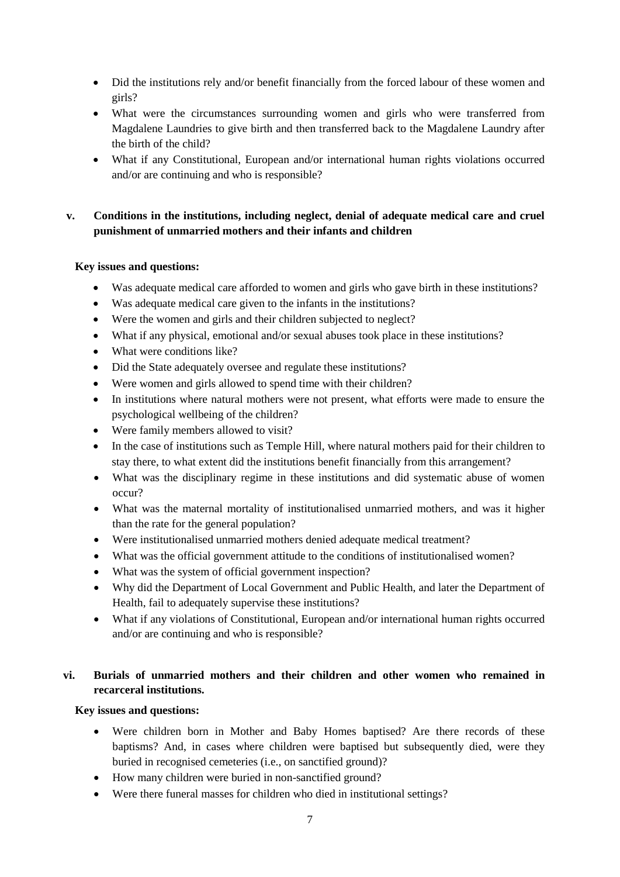- Did the institutions rely and/or benefit financially from the forced labour of these women and girls?
- What were the circumstances surrounding women and girls who were transferred from Magdalene Laundries to give birth and then transferred back to the Magdalene Laundry after the birth of the child?
- What if any Constitutional, European and/or international human rights violations occurred and/or are continuing and who is responsible?

### v. Conditions in the institutions, including neglect, denial of adequate medical care and cruel punishment of unmarried mothers and their infants and children

**Key issues and questions:**

- Was adequate medical care afforded to women and girls who gave birth in these institutions?
- Was adequate medical care given to the infants in the institutions?
- Were the women and girls and their children subjected to neglect?
- What if any physical, emotional and/or sexual abuses took place in these institutions?
- What were conditions like?
- Did the State adequately oversee and regulate these institutions?
- Were women and girls allowed to spend time with their children?
- In institutions where natural mothers were not present, what efforts were made to ensure the psychological wellbeing of the children?
- Were family members allowed to visit?
- In the case of institutions such as Temple Hill, where natural mothers paid for their children to stay there, to what extent did the institutions benefit financially from this arrangement?
- What was the disciplinary regime in these institutions and did systematic abuse of women occur?
- What was the maternal mortality of institutionalised unmarried mothers, and was it higher than the rate for the general population?
- Were institutionalised unmarried mothers denied adequate medical treatment?
- What was the official government attitude to the conditions of institutionalised women?
- What was the system of official government inspection?
- Why did the Department of Local Government and Public Health, and later the Department of Health, fail to adequately supervise these institutions?
- What if any violations of Constitutional, European and/or international human rights occurred and/or are continuing and who is responsible?

### vi. Burials of unmarried mothers and their children and other women who remained in recarceral institutions.

**Key issues and questions:**

- Were children born in Mother and Baby Homes baptised? Are there records of these baptisms? And, in cases where children were baptised but subsequently died, were they buried in recognised cemeteries (i.e., on sanctified ground)?
- How many children were buried in non-sanctified ground?
- Were there funeral masses for children who died in institutional settings?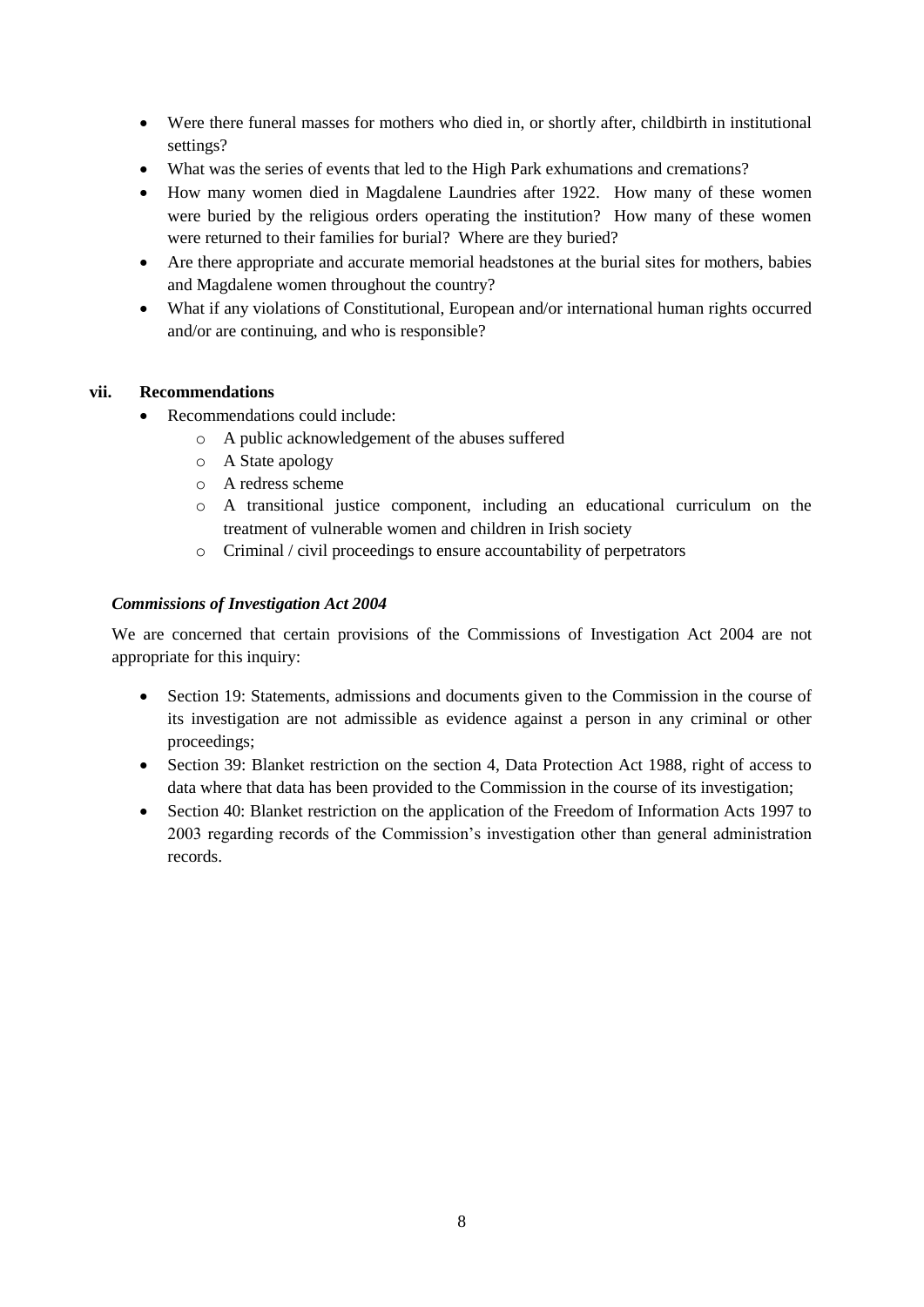- Were there funeral masses for mothers who died in, or shortly after, childbirth in institutional settings?
- What was the series of events that led to the High Park exhumations and cremations?
- How many women died in Magdalene Laundries after 1922. How many of these women were buried by the religious orders operating the institution? How many of these women were returned to their families for burial? Where are they buried?
- Are there appropriate and accurate memorial headstones at the burial sites for mothers, babies and Magdalene women throughout the country?
- What if any violations of Constitutional, European and/or international human rights occurred and/or are continuing, and who is responsible?

### vii. Recommendations

- Recommendations could include:
    - A public acknowledgement of the abuses suffered
    - A State apology
    - A redress scheme
    - A transitional justice component, including an educational curriculum on the treatment of vulnerable women and children in Irish society
    - Criminal / civil proceedings to ensure accountability of perpetrators

***Commissions of Investigation Act 2004***

We are concerned that certain provisions of the Commissions of Investigation Act 2004 are not appropriate for this inquiry:

- Section 19: Statements, admissions and documents given to the Commission in the course of its investigation are not admissible as evidence against a person in any criminal or other proceedings;
- Section 39: Blanket restriction on the section 4, Data Protection Act 1988, right of access to data where that data has been provided to the Commission in the course of its investigation;
- Section 40: Blanket restriction on the application of the Freedom of Information Acts 1997 to 2003 regarding records of the Commission's investigation other than general administration records.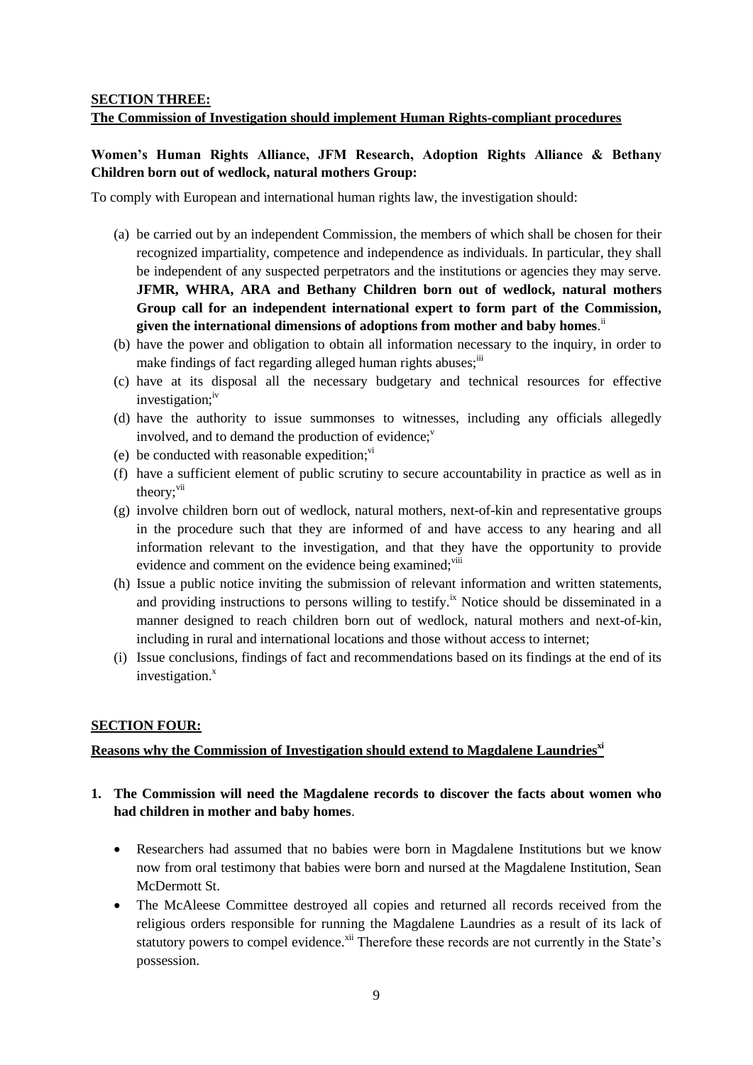## SECTION THREE:

## The Commission of Investigation should implement Human Rights-compliant procedures

**Women's Human Rights Alliance, JFM Research, Adoption Rights Alliance & Bethany Children born out of wedlock, natural mothers Group:**

To comply with European and international human rights law, the investigation should:

(a) be carried out by an independent Commission, the members of which shall be chosen for their recognized impartiality, competence and independence as individuals. In particular, they shall be independent of any suspected perpetrators and the institutions or agencies they may serve. **JFMR, WHRA, ARA and Bethany Children born out of wedlock, natural mothers Group call for an independent international expert to form part of the Commission, given the international dimensions of adoptions from mother and baby homes**.[ii]

(b) have the power and obligation to obtain all information necessary to the inquiry, in order to make findings of fact regarding alleged human rights abuses;[iii]

(c) have at its disposal all the necessary budgetary and technical resources for effective investigation;[iv]

(d) have the authority to issue summonses to witnesses, including any officials allegedly involved, and to demand the production of evidence;[v]

(e) be conducted with reasonable expedition;[vi]

(f) have a sufficient element of public scrutiny to secure accountability in practice as well as in theory;[vii]

(g) involve children born out of wedlock, natural mothers, next-of-kin and representative groups in the procedure such that they are informed of and have access to any hearing and all information relevant to the investigation, and that they have the opportunity to provide evidence and comment on the evidence being examined;[viii]

(h) Issue a public notice inviting the submission of relevant information and written statements, and providing instructions to persons willing to testify.[ix] Notice should be disseminated in a manner designed to reach children born out of wedlock, natural mothers and next-of-kin, including in rural and international locations and those without access to internet;

(i) Issue conclusions, findings of fact and recommendations based on its findings at the end of its investigation.[x]

## SECTION FOUR:

## Reasons why the Commission of Investigation should extend to Magdalene Laundries[xi]

**1. The Commission will need the Magdalene records to discover the facts about women who had children in mother and baby homes**.

- Researchers had assumed that no babies were born in Magdalene Institutions but we know now from oral testimony that babies were born and nursed at the Magdalene Institution, Sean McDermott St.
- The McAleese Committee destroyed all copies and returned all records received from the religious orders responsible for running the Magdalene Laundries as a result of its lack of statutory powers to compel evidence.[xii] Therefore these records are not currently in the State's possession.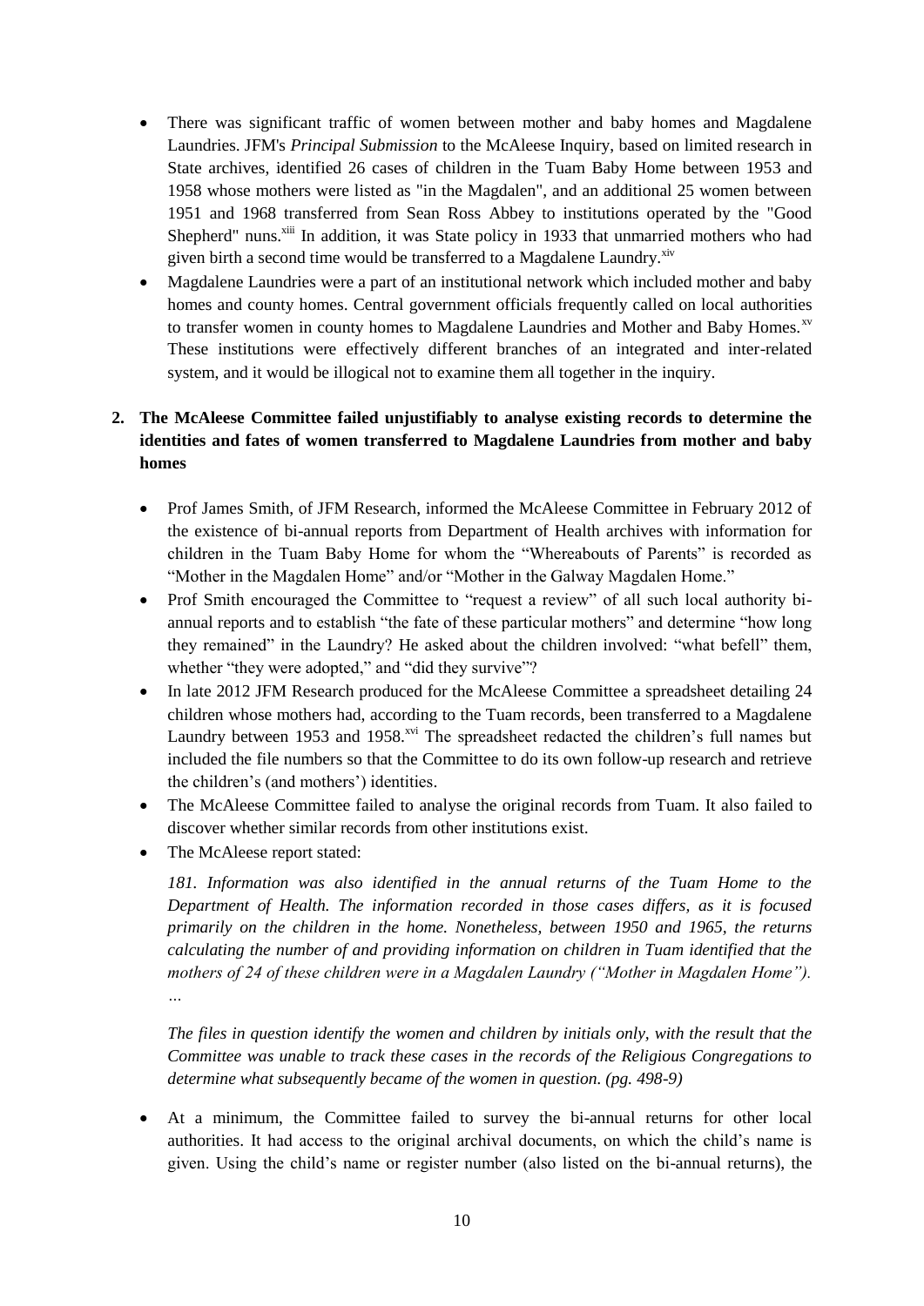- There was significant traffic of women between mother and baby homes and Magdalene Laundries. JFM's *Principal Submission* to the McAleese Inquiry, based on limited research in State archives, identified 26 cases of children in the Tuam Baby Home between 1953 and 1958 whose mothers were listed as "in the Magdalen", and an additional 25 women between 1951 and 1968 transferred from Sean Ross Abbey to institutions operated by the "Good Shepherd" nuns.[xiii] In addition, it was State policy in 1933 that unmarried mothers who had given birth a second time would be transferred to a Magdalene Laundry.[xiv]
- Magdalene Laundries were a part of an institutional network which included mother and baby homes and county homes. Central government officials frequently called on local authorities to transfer women in county homes to Magdalene Laundries and Mother and Baby Homes.[xv] These institutions were effectively different branches of an integrated and inter-related system, and it would be illogical not to examine them all together in the inquiry.

**2. The McAleese Committee failed unjustifiably to analyse existing records to determine the identities and fates of women transferred to Magdalene Laundries from mother and baby homes**

- Prof James Smith, of JFM Research, informed the McAleese Committee in February 2012 of the existence of bi-annual reports from Department of Health archives with information for children in the Tuam Baby Home for whom the "Whereabouts of Parents" is recorded as "Mother in the Magdalen Home" and/or "Mother in the Galway Magdalen Home."
- Prof Smith encouraged the Committee to "request a review" of all such local authority bi-annual reports and to establish "the fate of these particular mothers" and determine "how long they remained" in the Laundry? He asked about the children involved: "what befell" them, whether "they were adopted," and "did they survive"?
- In late 2012 JFM Research produced for the McAleese Committee a spreadsheet detailing 24 children whose mothers had, according to the Tuam records, been transferred to a Magdalene Laundry between 1953 and 1958.[xvi] The spreadsheet redacted the children's full names but included the file numbers so that the Committee to do its own follow-up research and retrieve the children's (and mothers') identities.
- The McAleese Committee failed to analyse the original records from Tuam. It also failed to discover whether similar records from other institutions exist.
- The McAleese report stated:

  *181. Information was also identified in the annual returns of the Tuam Home to the Department of Health. The information recorded in those cases differs, as it is focused primarily on the children in the home. Nonetheless, between 1950 and 1965, the returns calculating the number of and providing information on children in Tuam identified that the mothers of 24 of these children were in a Magdalen Laundry ("Mother in Magdalen Home").*
  *…*

  *The files in question identify the women and children by initials only, with the result that the Committee was unable to track these cases in the records of the Religious Congregations to determine what subsequently became of the women in question. (pg. 498-9)*

- At a minimum, the Committee failed to survey the bi-annual returns for other local authorities. It had access to the original archival documents, on which the child's name is given. Using the child's name or register number (also listed on the bi-annual returns), the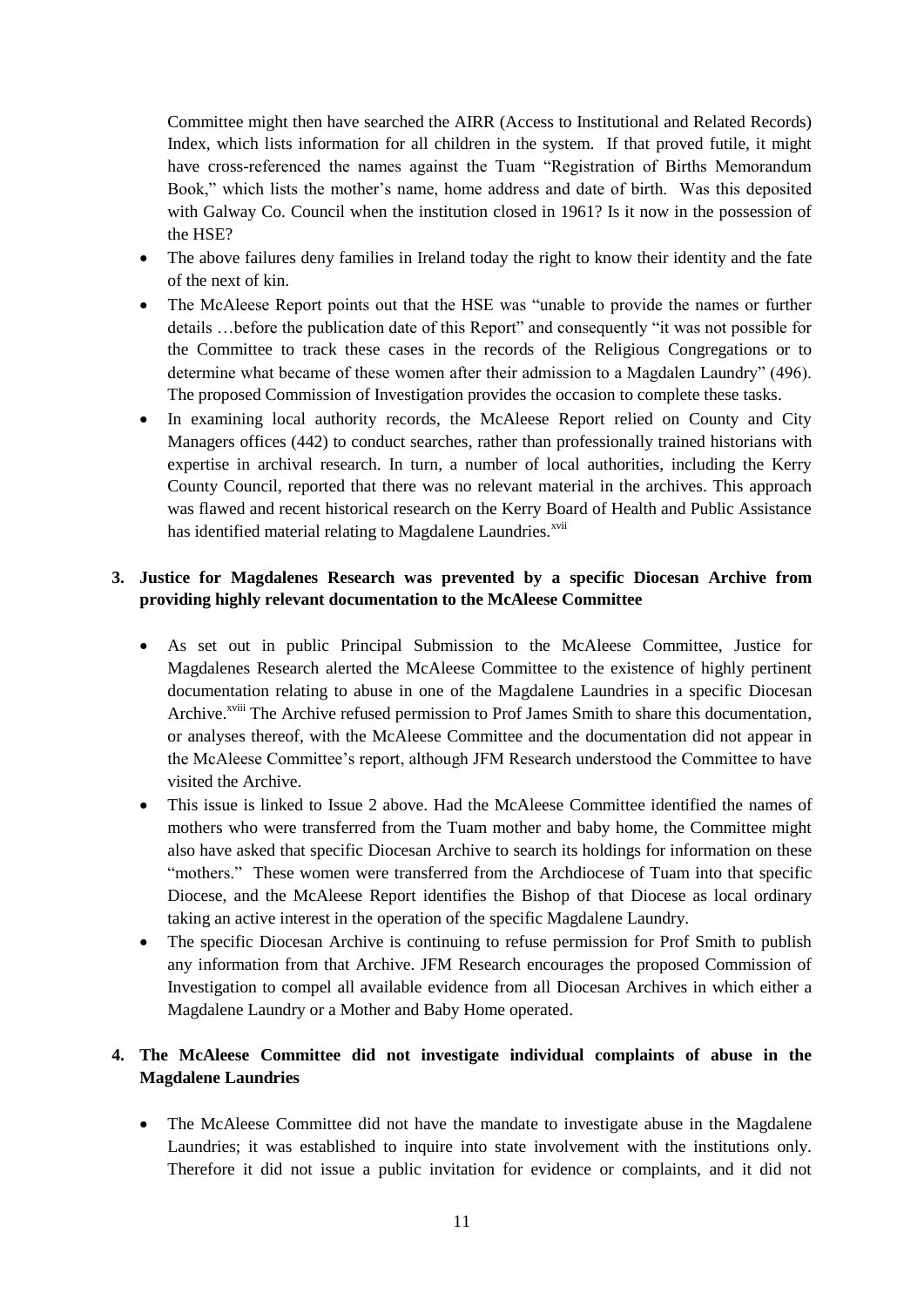Committee might then have searched the AIRR (Access to Institutional and Related Records) Index, which lists information for all children in the system. If that proved futile, it might have cross-referenced the names against the Tuam "Registration of Births Memorandum Book," which lists the mother's name, home address and date of birth. Was this deposited with Galway Co. Council when the institution closed in 1961? Is it now in the possession of the HSE?

- The above failures deny families in Ireland today the right to know their identity and the fate of the next of kin.
- The McAleese Report points out that the HSE was "unable to provide the names or further details …before the publication date of this Report" and consequently "it was not possible for the Committee to track these cases in the records of the Religious Congregations or to determine what became of these women after their admission to a Magdalen Laundry" (496). The proposed Commission of Investigation provides the occasion to complete these tasks.
- In examining local authority records, the McAleese Report relied on County and City Managers offices (442) to conduct searches, rather than professionally trained historians with expertise in archival research. In turn, a number of local authorities, including the Kerry County Council, reported that there was no relevant material in the archives. This approach was flawed and recent historical research on the Kerry Board of Health and Public Assistance has identified material relating to Magdalene Laundries.[xvii]

**3. Justice for Magdalenes Research was prevented by a specific Diocesan Archive from providing highly relevant documentation to the McAleese Committee**

- As set out in public Principal Submission to the McAleese Committee, Justice for Magdalenes Research alerted the McAleese Committee to the existence of highly pertinent documentation relating to abuse in one of the Magdalene Laundries in a specific Diocesan Archive.[xviii] The Archive refused permission to Prof James Smith to share this documentation, or analyses thereof, with the McAleese Committee and the documentation did not appear in the McAleese Committee's report, although JFM Research understood the Committee to have visited the Archive.
- This issue is linked to Issue 2 above. Had the McAleese Committee identified the names of mothers who were transferred from the Tuam mother and baby home, the Committee might also have asked that specific Diocesan Archive to search its holdings for information on these "mothers." These women were transferred from the Archdiocese of Tuam into that specific Diocese, and the McAleese Report identifies the Bishop of that Diocese as local ordinary taking an active interest in the operation of the specific Magdalene Laundry.
- The specific Diocesan Archive is continuing to refuse permission for Prof Smith to publish any information from that Archive. JFM Research encourages the proposed Commission of Investigation to compel all available evidence from all Diocesan Archives in which either a Magdalene Laundry or a Mother and Baby Home operated.

**4. The McAleese Committee did not investigate individual complaints of abuse in the Magdalene Laundries**

- The McAleese Committee did not have the mandate to investigate abuse in the Magdalene Laundries; it was established to inquire into state involvement with the institutions only. Therefore it did not issue a public invitation for evidence or complaints, and it did not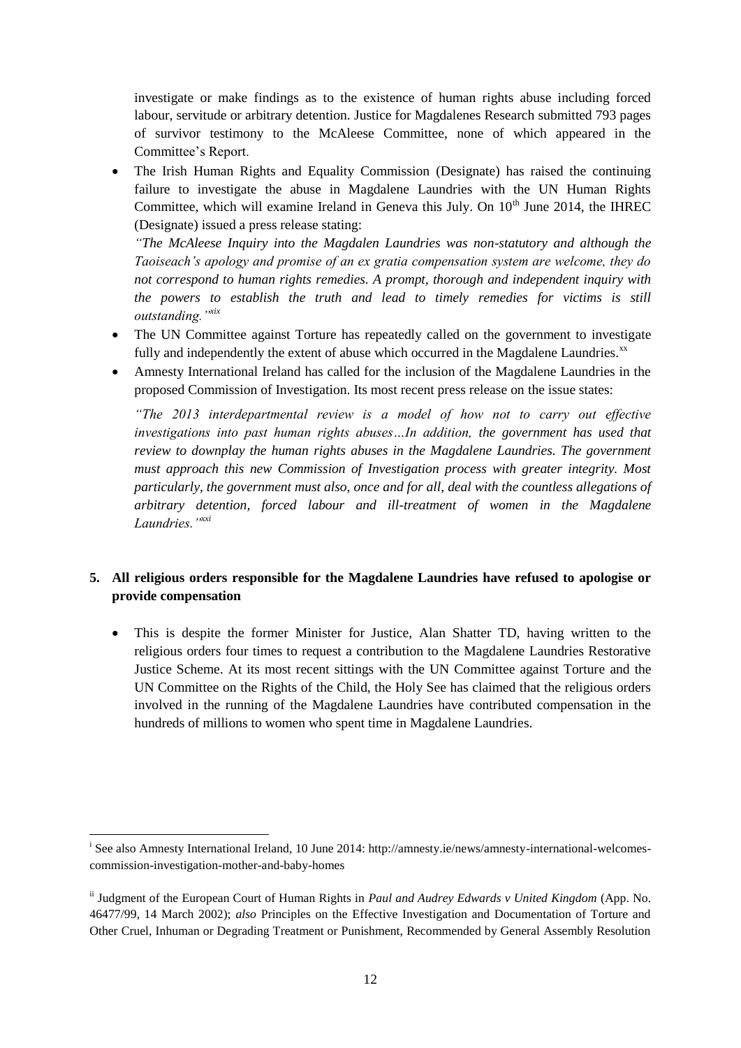investigate or make findings as to the existence of human rights abuse including forced labour, servitude or arbitrary detention. Justice for Magdalenes Research submitted 793 pages of survivor testimony to the McAleese Committee, none of which appeared in the Committee's Report.

- The Irish Human Rights and Equality Commission (Designate) has raised the continuing failure to investigate the abuse in Magdalene Laundries with the UN Human Rights Committee, which will examine Ireland in Geneva this July. On 10th June 2014, the IHREC (Designate) issued a press release stating:

  *"The McAleese Inquiry into the Magdalen Laundries was non-statutory and although the Taoiseach's apology and promise of an ex gratia compensation system are welcome, they do not correspond to human rights remedies. A prompt, thorough and independent inquiry with the powers to establish the truth and lead to timely remedies for victims is still outstanding."*[xix]

- The UN Committee against Torture has repeatedly called on the government to investigate fully and independently the extent of abuse which occurred in the Magdalene Laundries.[xx]

- Amnesty International Ireland has called for the inclusion of the Magdalene Laundries in the proposed Commission of Investigation. Its most recent press release on the issue states:

  *"The 2013 interdepartmental review is a model of how not to carry out effective investigations into past human rights abuses…In addition, the government has used that review to downplay the human rights abuses in the Magdalene Laundries. The government must approach this new Commission of Investigation process with greater integrity. Most particularly, the government must also, once and for all, deal with the countless allegations of arbitrary detention, forced labour and ill-treatment of women in the Magdalene Laundries."*[xxi]

## 5. All religious orders responsible for the Magdalene Laundries have refused to apologise or provide compensation

- This is despite the former Minister for Justice, Alan Shatter TD, having written to the religious orders four times to request a contribution to the Magdalene Laundries Restorative Justice Scheme. At its most recent sittings with the UN Committee against Torture and the UN Committee on the Rights of the Child, the Holy See has claimed that the religious orders involved in the running of the Magdalene Laundries have contributed compensation in the hundreds of millions to women who spent time in Magdalene Laundries.

---

[i] See also Amnesty International Ireland, 10 June 2014: http://amnesty.ie/news/amnesty-international-welcomes-commission-investigation-mother-and-baby-homes

[ii] Judgment of the European Court of Human Rights in *Paul and Audrey Edwards v United Kingdom* (App. No. 46477/99, 14 March 2002); *also* Principles on the Effective Investigation and Documentation of Torture and Other Cruel, Inhuman or Degrading Treatment or Punishment, Recommended by General Assembly Resolution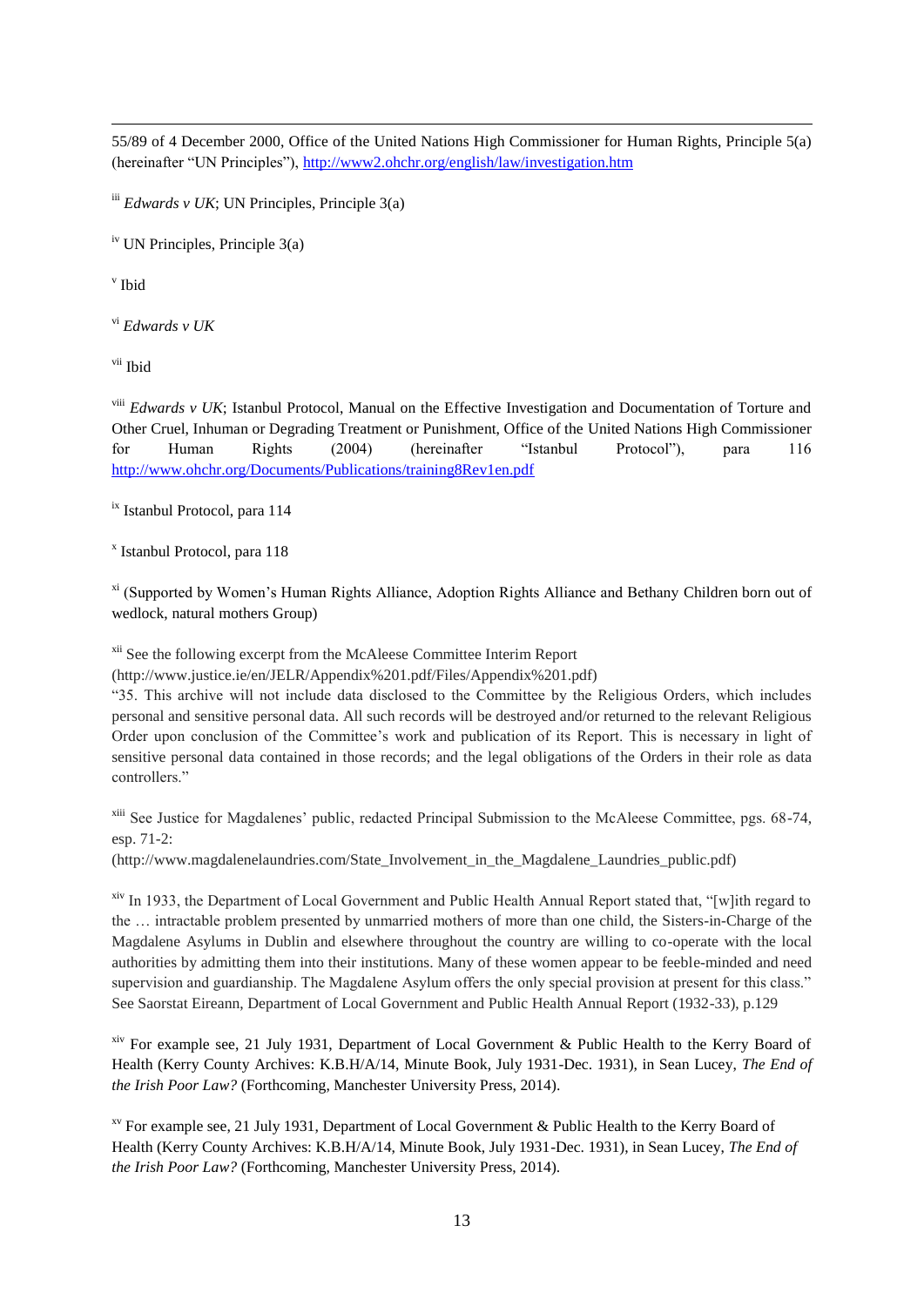55/89 of 4 December 2000, Office of the United Nations High Commissioner for Human Rights, Principle 5(a) (hereinafter "UN Principles"), http://www2.ohchr.org/english/law/investigation.htm

[iii] *Edwards v UK*; UN Principles, Principle 3(a)

[iv] UN Principles, Principle 3(a)

[v] Ibid

[vi] *Edwards v UK*

[vii] Ibid

[viii] *Edwards v UK*; Istanbul Protocol, Manual on the Effective Investigation and Documentation of Torture and Other Cruel, Inhuman or Degrading Treatment or Punishment, Office of the United Nations High Commissioner for Human Rights (2004) (hereinafter "Istanbul Protocol"), para 116 http://www.ohchr.org/Documents/Publications/training8Rev1en.pdf

[ix] Istanbul Protocol, para 114

[x] Istanbul Protocol, para 118

[xi] (Supported by Women's Human Rights Alliance, Adoption Rights Alliance and Bethany Children born out of wedlock, natural mothers Group)

[xii] See the following excerpt from the McAleese Committee Interim Report (http://www.justice.ie/en/JELR/Appendix%201.pdf/Files/Appendix%201.pdf)
"35. This archive will not include data disclosed to the Committee by the Religious Orders, which includes personal and sensitive personal data. All such records will be destroyed and/or returned to the relevant Religious Order upon conclusion of the Committee's work and publication of its Report. This is necessary in light of sensitive personal data contained in those records; and the legal obligations of the Orders in their role as data controllers."

[xiii] See Justice for Magdalenes' public, redacted Principal Submission to the McAleese Committee, pgs. 68-74, esp. 71-2:
(http://www.magdalenelaundries.com/State_Involvement_in_the_Magdalene_Laundries_public.pdf)

[xiv] In 1933, the Department of Local Government and Public Health Annual Report stated that, "[w]ith regard to the … intractable problem presented by unmarried mothers of more than one child, the Sisters-in-Charge of the Magdalene Asylums in Dublin and elsewhere throughout the country are willing to co-operate with the local authorities by admitting them into their institutions. Many of these women appear to be feeble-minded and need supervision and guardianship. The Magdalene Asylum offers the only special provision at present for this class." See Saorstat Eireann, Department of Local Government and Public Health Annual Report (1932-33), p.129

[xiv] For example see, 21 July 1931, Department of Local Government & Public Health to the Kerry Board of Health (Kerry County Archives: K.B.H/A/14, Minute Book, July 1931-Dec. 1931), in Sean Lucey, *The End of the Irish Poor Law?* (Forthcoming, Manchester University Press, 2014).

[xv] For example see, 21 July 1931, Department of Local Government & Public Health to the Kerry Board of Health (Kerry County Archives: K.B.H/A/14, Minute Book, July 1931-Dec. 1931), in Sean Lucey, *The End of the Irish Poor Law?* (Forthcoming, Manchester University Press, 2014).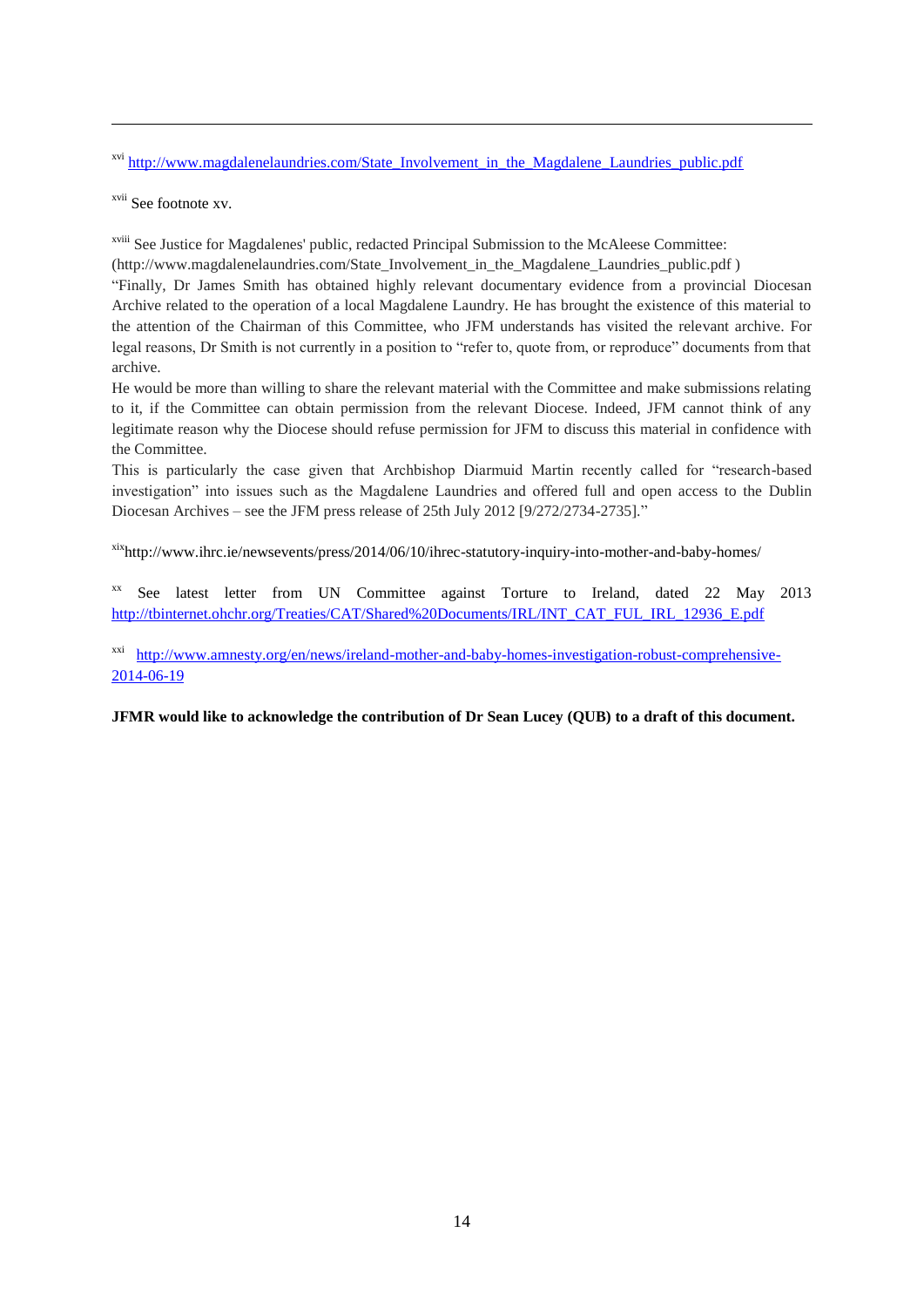---

[xvi] http://www.magdalenelaundries.com/State_Involvement_in_the_Magdalene_Laundries_public.pdf

[xvii] See footnote xv.

[xviii] See Justice for Magdalenes' public, redacted Principal Submission to the McAleese Committee: (http://www.magdalenelaundries.com/State_Involvement_in_the_Magdalene_Laundries_public.pdf )
"Finally, Dr James Smith has obtained highly relevant documentary evidence from a provincial Diocesan Archive related to the operation of a local Magdalene Laundry. He has brought the existence of this material to the attention of the Chairman of this Committee, who JFM understands has visited the relevant archive. For legal reasons, Dr Smith is not currently in a position to "refer to, quote from, or reproduce" documents from that archive.
He would be more than willing to share the relevant material with the Committee and make submissions relating to it, if the Committee can obtain permission from the relevant Diocese. Indeed, JFM cannot think of any legitimate reason why the Diocese should refuse permission for JFM to discuss this material in confidence with the Committee.
This is particularly the case given that Archbishop Diarmuid Martin recently called for "research-based investigation" into issues such as the Magdalene Laundries and offered full and open access to the Dublin Diocesan Archives – see the JFM press release of 25th July 2012 [9/272/2734-2735]."

[xix] http://www.ihrc.ie/newsevents/press/2014/06/10/ihrec-statutory-inquiry-into-mother-and-baby-homes/

[xx] See latest letter from UN Committee against Torture to Ireland, dated 22 May 2013 http://tbinternet.ohchr.org/Treaties/CAT/Shared%20Documents/IRL/INT_CAT_FUL_IRL_12936_E.pdf

[xxi] http://www.amnesty.org/en/news/ireland-mother-and-baby-homes-investigation-robust-comprehensive-2014-06-19

**JFMR would like to acknowledge the contribution of Dr Sean Lucey (QUB) to a draft of this document.**